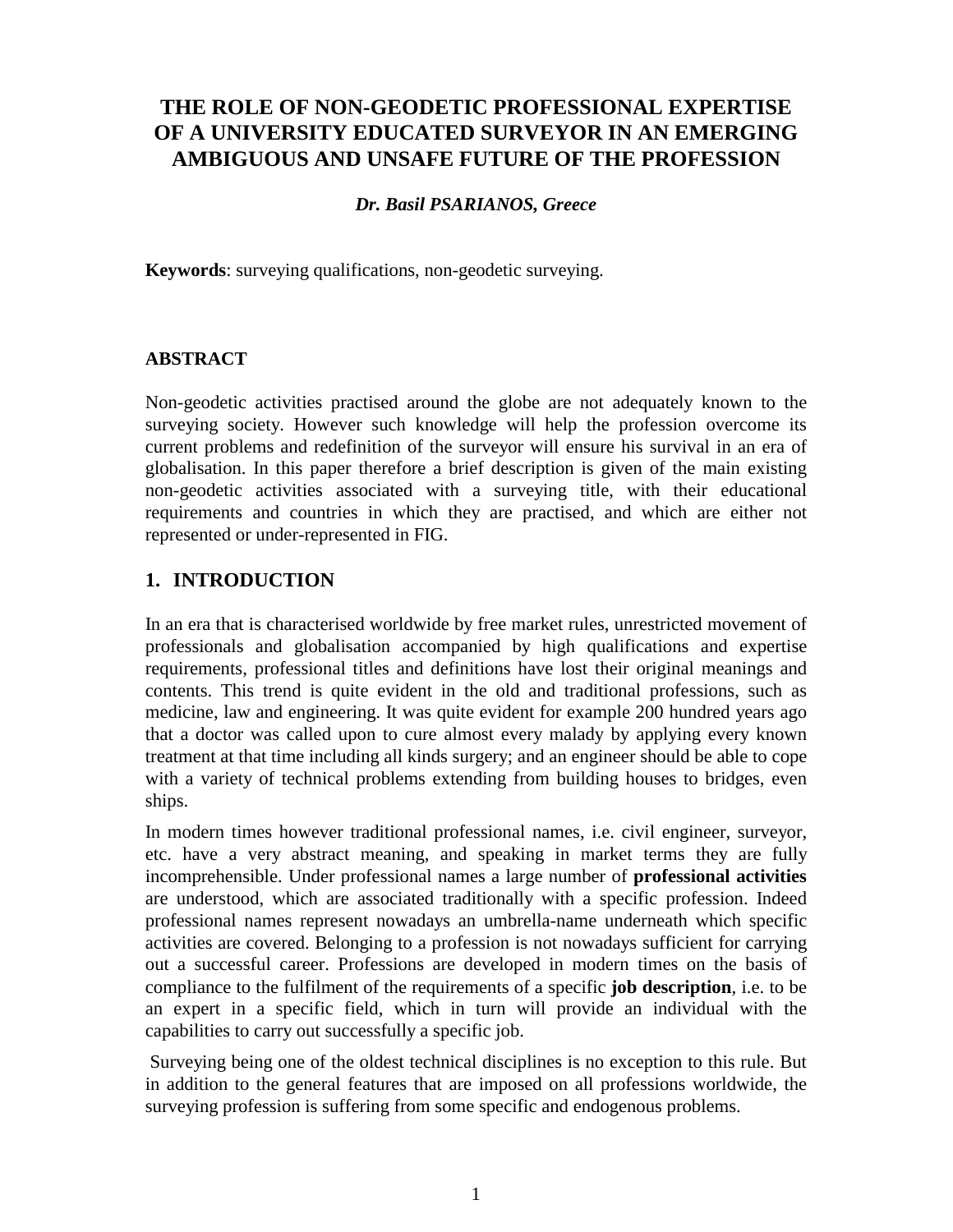# THE ROLE OF NON-GEODETIC PROFESSIONAL EXPERTISE OF A UNIVERSITY EDUCATED SURVEYOR IN AN EMERGING AMBIGUOUS AND UNSAFE FUTURE OF THE PROFESSION

***Dr. Basil PSARIANOS, Greece***

**Keywords**: surveying qualifications, non-geodetic surveying.

## ABSTRACT

Non-geodetic activities practised around the globe are not adequately known to the surveying society. However such knowledge will help the profession overcome its current problems and redefinition of the surveyor will ensure his survival in an era of globalisation. In this paper therefore a brief description is given of the main existing non-geodetic activities associated with a surveying title, with their educational requirements and countries in which they are practised, and which are either not represented or under-represented in FIG.

## 1. INTRODUCTION

In an era that is characterised worldwide by free market rules, unrestricted movement of professionals and globalisation accompanied by high qualifications and expertise requirements, professional titles and definitions have lost their original meanings and contents. This trend is quite evident in the old and traditional professions, such as medicine, law and engineering. It was quite evident for example 200 hundred years ago that a doctor was called upon to cure almost every malady by applying every known treatment at that time including all kinds surgery; and an engineer should be able to cope with a variety of technical problems extending from building houses to bridges, even ships.

In modern times however traditional professional names, i.e. civil engineer, surveyor, etc. have a very abstract meaning, and speaking in market terms they are fully incomprehensible. Under professional names a large number of **professional activities** are understood, which are associated traditionally with a specific profession. Indeed professional names represent nowadays an umbrella-name underneath which specific activities are covered. Belonging to a profession is not nowadays sufficient for carrying out a successful career. Professions are developed in modern times on the basis of compliance to the fulfilment of the requirements of a specific **job description**, i.e. to be an expert in a specific field, which in turn will provide an individual with the capabilities to carry out successfully a specific job.

Surveying being one of the oldest technical disciplines is no exception to this rule. But in addition to the general features that are imposed on all professions worldwide, the surveying profession is suffering from some specific and endogenous problems.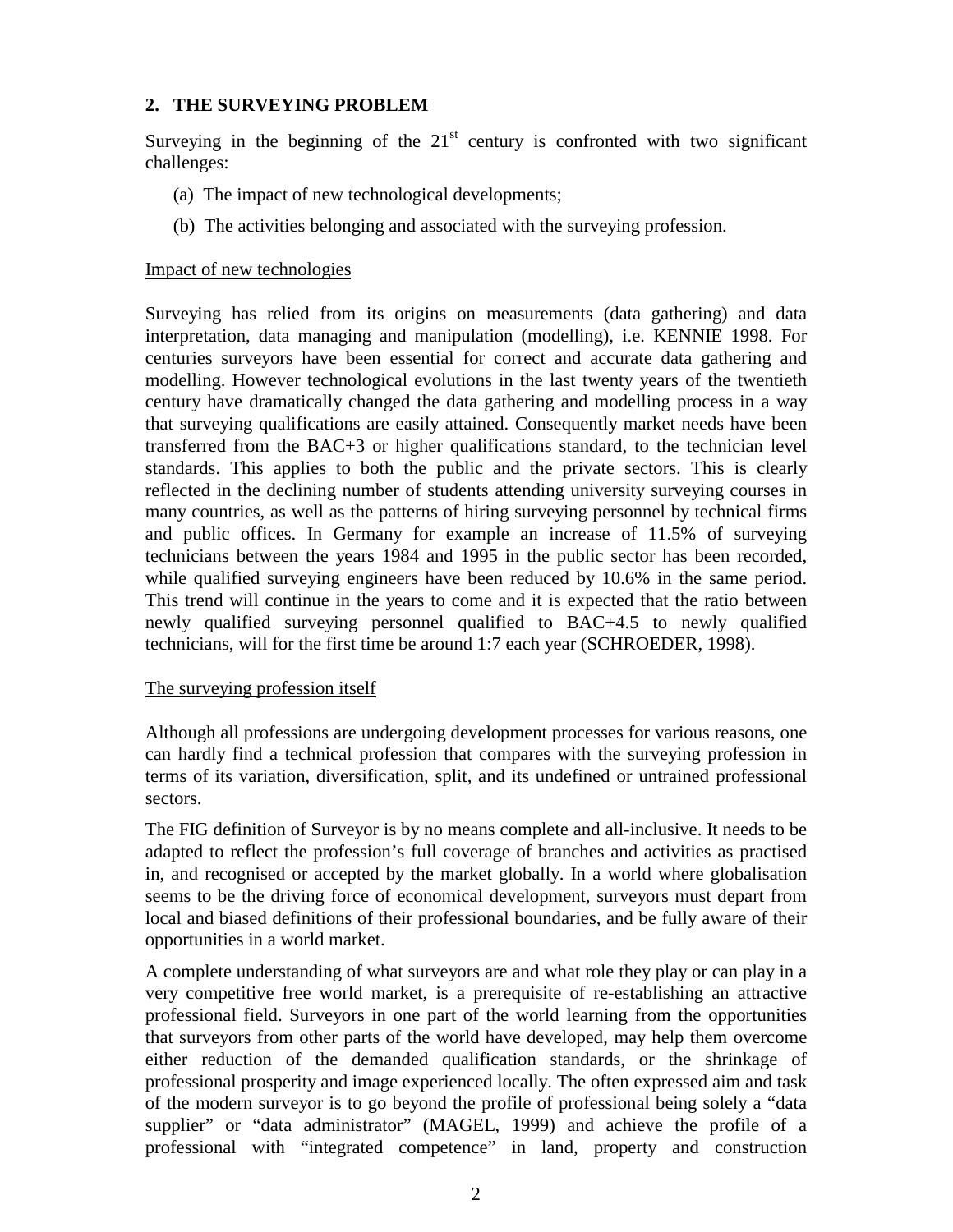## 2. THE SURVEYING PROBLEM

Surveying in the beginning of the 21st century is confronted with two significant challenges:

(a) The impact of new technological developments;

(b) The activities belonging and associated with the surveying profession.

Impact of new technologies

Surveying has relied from its origins on measurements (data gathering) and data interpretation, data managing and manipulation (modelling), i.e. KENNIE 1998. For centuries surveyors have been essential for correct and accurate data gathering and modelling. However technological evolutions in the last twenty years of the twentieth century have dramatically changed the data gathering and modelling process in a way that surveying qualifications are easily attained. Consequently market needs have been transferred from the BAC+3 or higher qualifications standard, to the technician level standards. This applies to both the public and the private sectors. This is clearly reflected in the declining number of students attending university surveying courses in many countries, as well as the patterns of hiring surveying personnel by technical firms and public offices. In Germany for example an increase of 11.5% of surveying technicians between the years 1984 and 1995 in the public sector has been recorded, while qualified surveying engineers have been reduced by 10.6% in the same period. This trend will continue in the years to come and it is expected that the ratio between newly qualified surveying personnel qualified to BAC+4.5 to newly qualified technicians, will for the first time be around 1:7 each year (SCHROEDER, 1998).

The surveying profession itself

Although all professions are undergoing development processes for various reasons, one can hardly find a technical profession that compares with the surveying profession in terms of its variation, diversification, split, and its undefined or untrained professional sectors.

The FIG definition of Surveyor is by no means complete and all-inclusive. It needs to be adapted to reflect the profession's full coverage of branches and activities as practised in, and recognised or accepted by the market globally. In a world where globalisation seems to be the driving force of economical development, surveyors must depart from local and biased definitions of their professional boundaries, and be fully aware of their opportunities in a world market.

A complete understanding of what surveyors are and what role they play or can play in a very competitive free world market, is a prerequisite of re-establishing an attractive professional field. Surveyors in one part of the world learning from the opportunities that surveyors from other parts of the world have developed, may help them overcome either reduction of the demanded qualification standards, or the shrinkage of professional prosperity and image experienced locally. The often expressed aim and task of the modern surveyor is to go beyond the profile of professional being solely a "data supplier" or "data administrator" (MAGEL, 1999) and achieve the profile of a professional with "integrated competence" in land, property and construction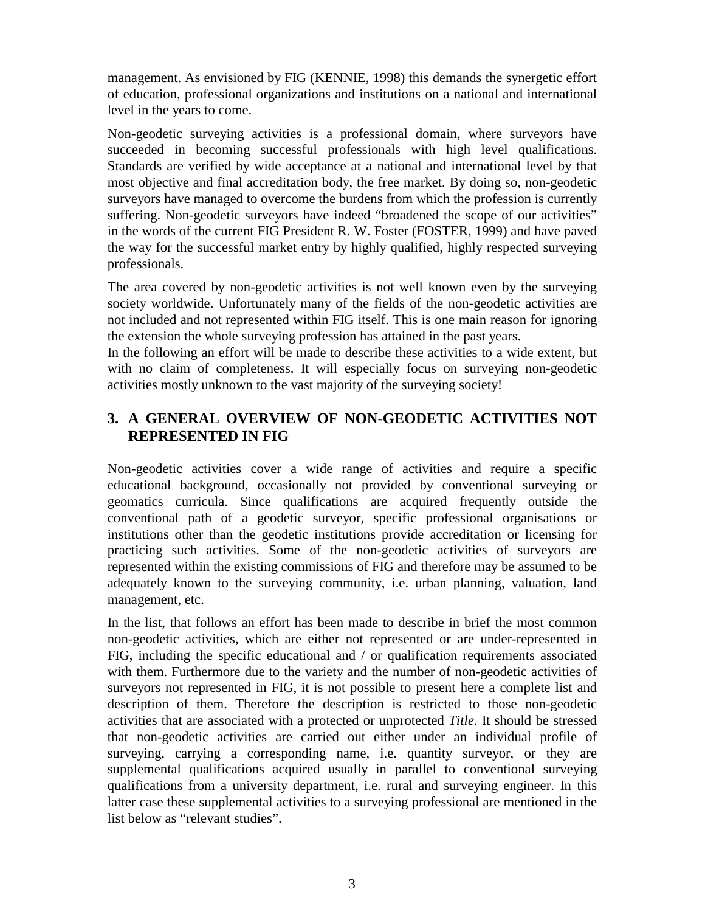management. As envisioned by FIG (KENNIE, 1998) this demands the synergetic effort of education, professional organizations and institutions on a national and international level in the years to come.

Non-geodetic surveying activities is a professional domain, where surveyors have succeeded in becoming successful professionals with high level qualifications. Standards are verified by wide acceptance at a national and international level by that most objective and final accreditation body, the free market. By doing so, non-geodetic surveyors have managed to overcome the burdens from which the profession is currently suffering. Non-geodetic surveyors have indeed "broadened the scope of our activities" in the words of the current FIG President R. W. Foster (FOSTER, 1999) and have paved the way for the successful market entry by highly qualified, highly respected surveying professionals.

The area covered by non-geodetic activities is not well known even by the surveying society worldwide. Unfortunately many of the fields of the non-geodetic activities are not included and not represented within FIG itself. This is one main reason for ignoring the extension the whole surveying profession has attained in the past years.
In the following an effort will be made to describe these activities to a wide extent, but with no claim of completeness. It will especially focus on surveying non-geodetic activities mostly unknown to the vast majority of the surveying society!

## 3. A GENERAL OVERVIEW OF NON-GEODETIC ACTIVITIES NOT REPRESENTED IN FIG

Non-geodetic activities cover a wide range of activities and require a specific educational background, occasionally not provided by conventional surveying or geomatics curricula. Since qualifications are acquired frequently outside the conventional path of a geodetic surveyor, specific professional organisations or institutions other than the geodetic institutions provide accreditation or licensing for practicing such activities. Some of the non-geodetic activities of surveyors are represented within the existing commissions of FIG and therefore may be assumed to be adequately known to the surveying community, i.e. urban planning, valuation, land management, etc.

In the list, that follows an effort has been made to describe in brief the most common non-geodetic activities, which are either not represented or are under-represented in FIG, including the specific educational and / or qualification requirements associated with them. Furthermore due to the variety and the number of non-geodetic activities of surveyors not represented in FIG, it is not possible to present here a complete list and description of them. Therefore the description is restricted to those non-geodetic activities that are associated with a protected or unprotected *Title.* It should be stressed that non-geodetic activities are carried out either under an individual profile of surveying, carrying a corresponding name, i.e. quantity surveyor, or they are supplemental qualifications acquired usually in parallel to conventional surveying qualifications from a university department, i.e. rural and surveying engineer. In this latter case these supplemental activities to a surveying professional are mentioned in the list below as "relevant studies".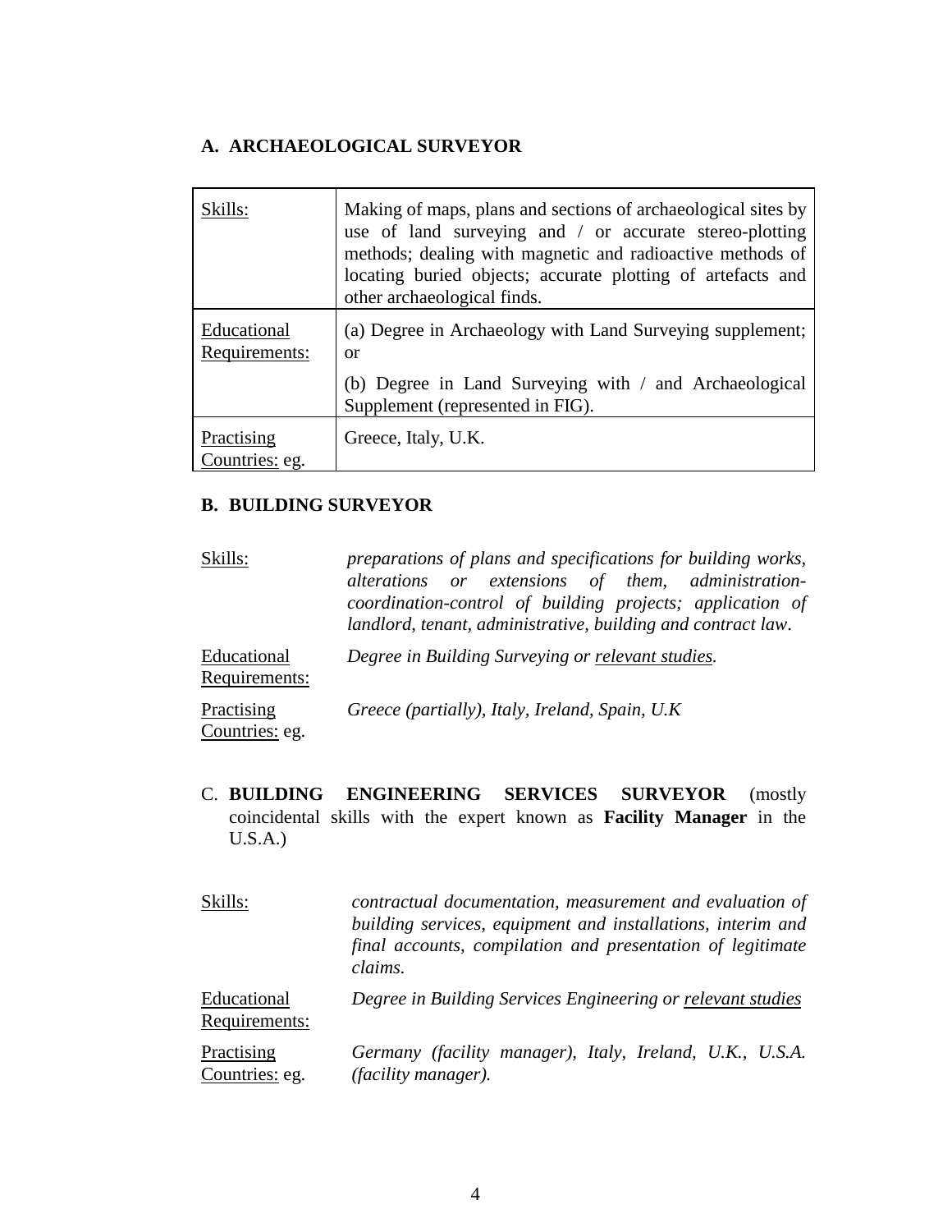### A. ARCHAEOLOGICAL SURVEYOR

| Skills: | Making of maps, plans and sections of archaeological sites by use of land surveying and / or accurate stereo-plotting methods; dealing with magnetic and radioactive methods of locating buried objects; accurate plotting of artefacts and other archaeological finds. |
|---|---|
| Educational Requirements: | (a) Degree in Archaeology with Land Surveying supplement; or<br>(b) Degree in Land Surveying with / and Archaeological Supplement (represented in FIG). |
| Practising Countries: eg. | Greece, Italy, U.K. |

### B. BUILDING SURVEYOR

| | |
|---|---|
| Skills: | *preparations of plans and specifications for building works, alterations or extensions of them, administration-coordination-control of building projects; application of landlord, tenant, administrative, building and contract law.* |
| Educational Requirements: | *Degree in Building Surveying or relevant studies.* |
| Practising Countries: eg. | *Greece (partially), Italy, Ireland, Spain, U.K* |

### C. **BUILDING ENGINEERING SERVICES SURVEYOR** (mostly coincidental skills with the expert known as **Facility Manager** in the U.S.A.)

| | |
|---|---|
| Skills: | *contractual documentation, measurement and evaluation of building services, equipment and installations, interim and final accounts, compilation and presentation of legitimate claims.* |
| Educational Requirements: | *Degree in Building Services Engineering or relevant studies* |
| Practising Countries: eg. | *Germany (facility manager), Italy, Ireland, U.K., U.S.A. (facility manager).* |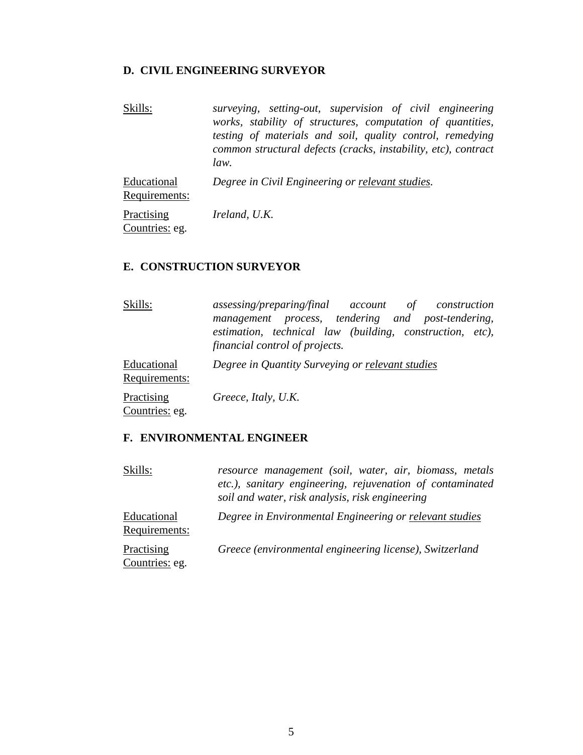### D. CIVIL ENGINEERING SURVEYOR

Skills: *surveying, setting-out, supervision of civil engineering works, stability of structures, computation of quantities, testing of materials and soil, quality control, remedying common structural defects (cracks, instability, etc), contract law.*

Educational Requirements: *Degree in Civil Engineering or relevant studies.*

Practising Countries: eg. *Ireland, U.K.*

### E. CONSTRUCTION SURVEYOR

Skills: *assessing/preparing/final account of construction management process, tendering and post-tendering, estimation, technical law (building, construction, etc), financial control of projects.*

Educational Requirements: *Degree in Quantity Surveying or relevant studies*

Practising Countries: eg. *Greece, Italy, U.K.*

### F. ENVIRONMENTAL ENGINEER

Skills: *resource management (soil, water, air, biomass, metals etc.), sanitary engineering, rejuvenation of contaminated soil and water, risk analysis, risk engineering*

Educational Requirements: *Degree in Environmental Engineering or relevant studies*

Practising Countries: eg. *Greece (environmental engineering license), Switzerland*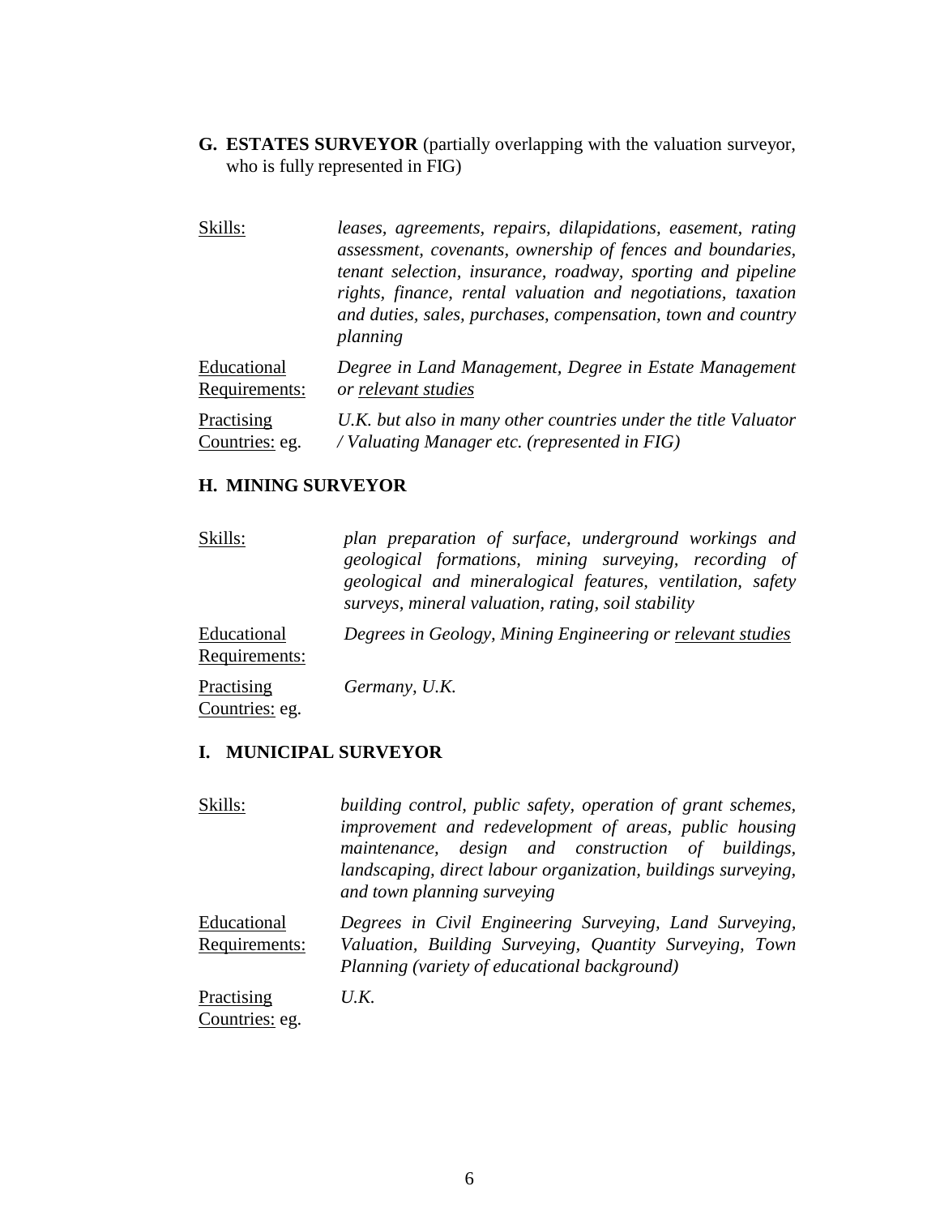**G. ESTATES SURVEYOR** (partially overlapping with the valuation surveyor, who is fully represented in FIG)

| | |
|---|---|
| Skills: | *leases, agreements, repairs, dilapidations, easement, rating assessment, covenants, ownership of fences and boundaries, tenant selection, insurance, roadway, sporting and pipeline rights, finance, rental valuation and negotiations, taxation and duties, sales, purchases, compensation, town and country planning* |
| Educational Requirements: | *Degree in Land Management, Degree in Estate Management or relevant studies* |
| Practising Countries: eg. | *U.K. but also in many other countries under the title Valuator / Valuating Manager etc. (represented in FIG)* |

**H. MINING SURVEYOR**

| | |
|---|---|
| Skills: | *plan preparation of surface, underground workings and geological formations, mining surveying, recording of geological and mineralogical features, ventilation, safety surveys, mineral valuation, rating, soil stability* |
| Educational Requirements: | *Degrees in Geology, Mining Engineering or relevant studies* |
| Practising Countries: eg. | *Germany, U.K.* |

**I. MUNICIPAL SURVEYOR**

| | |
|---|---|
| Skills: | *building control, public safety, operation of grant schemes, improvement and redevelopment of areas, public housing maintenance, design and construction of buildings, landscaping, direct labour organization, buildings surveying, and town planning surveying* |
| Educational Requirements: | *Degrees in Civil Engineering Surveying, Land Surveying, Valuation, Building Surveying, Quantity Surveying, Town Planning (variety of educational background)* |
| Practising Countries: eg. | *U.K.* |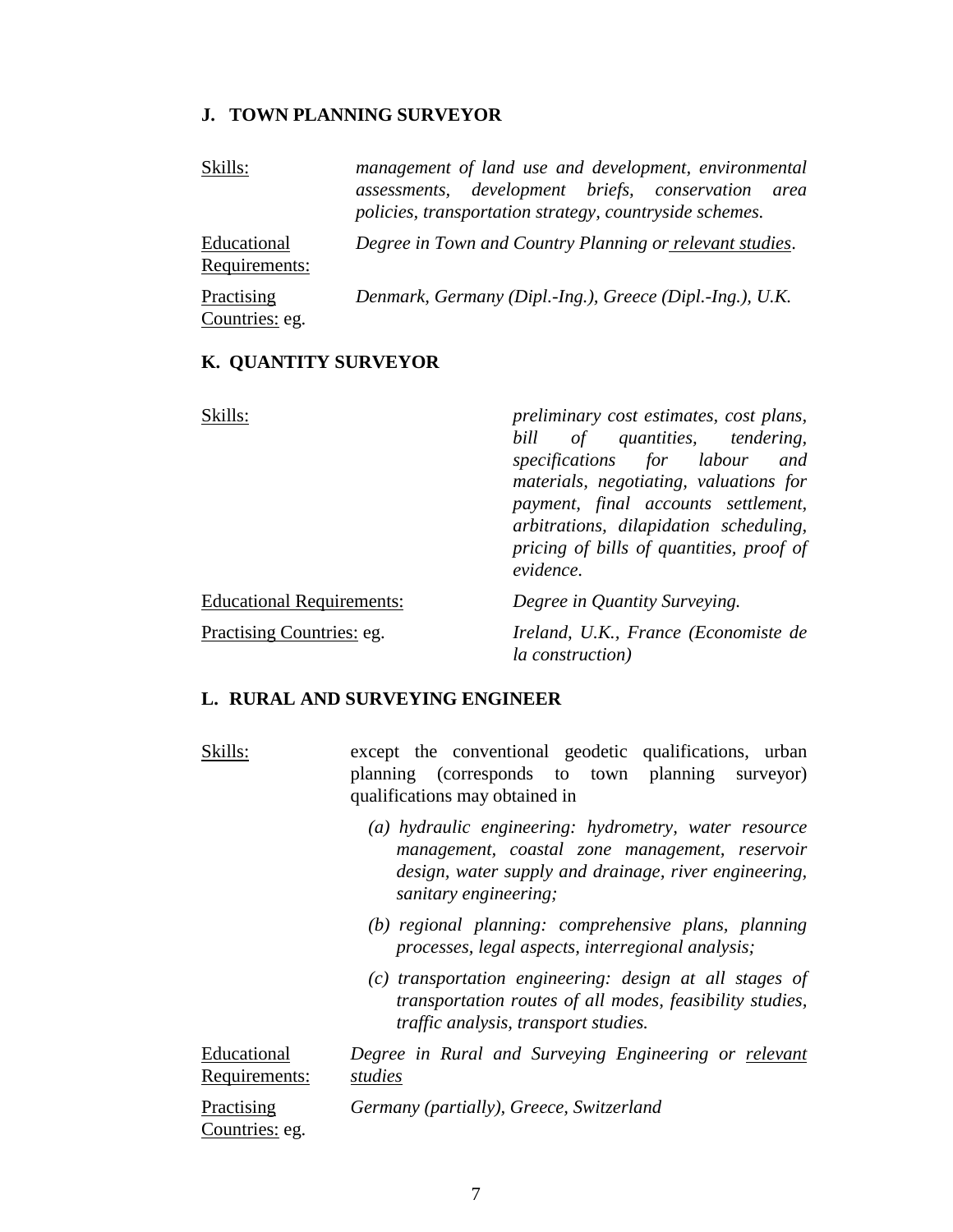### J. TOWN PLANNING SURVEYOR

| | |
|---|---|
| Skills: | *management of land use and development, environmental assessments, development briefs, conservation area policies, transportation strategy, countryside schemes.* |
| Educational Requirements: | *Degree in Town and Country Planning or relevant studies*. |
| Practising Countries: eg. | *Denmark, Germany (Dipl.-Ing.), Greece (Dipl.-Ing.), U.K.* |

### K. QUANTITY SURVEYOR

| | |
|---|---|
| Skills: | *preliminary cost estimates, cost plans, bill of quantities, tendering, specifications for labour and materials, negotiating, valuations for payment, final accounts settlement, arbitrations, dilapidation scheduling, pricing of bills of quantities, proof of evidence.* |
| Educational Requirements: | *Degree in Quantity Surveying.* |
| Practising Countries: eg. | *Ireland, U.K., France (Economiste de la construction)* |

### L. RURAL AND SURVEYING ENGINEER

Skills: except the conventional geodetic qualifications, urban planning (corresponds to town planning surveyor) qualifications may obtained in

- *(a) hydraulic engineering: hydrometry, water resource management, coastal zone management, reservoir design, water supply and drainage, river engineering, sanitary engineering;*
- *(b) regional planning: comprehensive plans, planning processes, legal aspects, interregional analysis;*
- *(c) transportation engineering: design at all stages of transportation routes of all modes, feasibility studies, traffic analysis, transport studies.*

| | |
|---|---|
| Educational Requirements: | *Degree in Rural and Surveying Engineering or relevant studies* |
| Practising Countries: eg. | *Germany (partially), Greece, Switzerland* |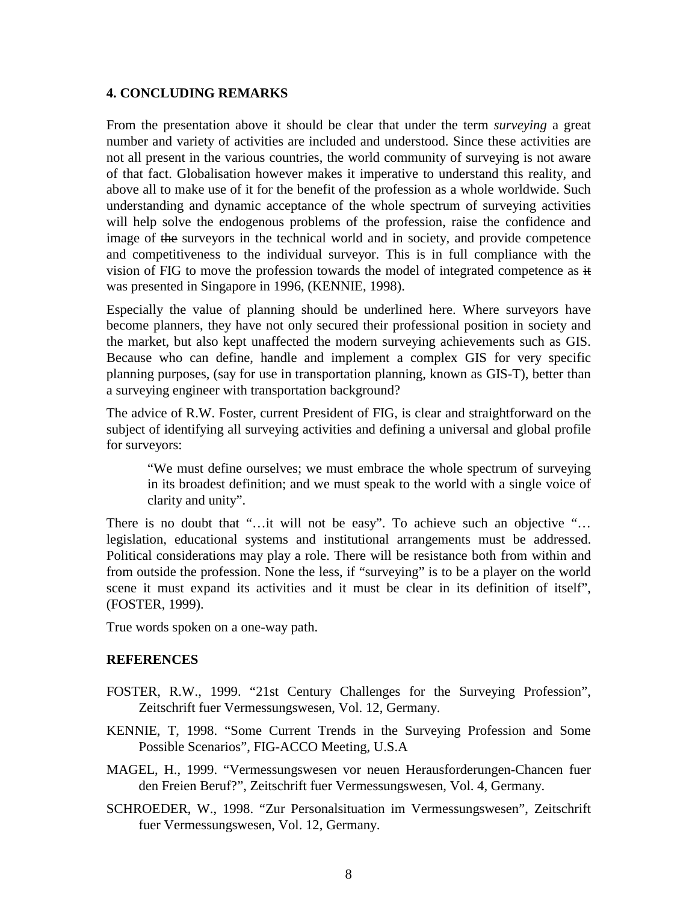## 4. CONCLUDING REMARKS

From the presentation above it should be clear that under the term *surveying* a great number and variety of activities are included and understood. Since these activities are not all present in the various countries, the world community of surveying is not aware of that fact. Globalisation however makes it imperative to understand this reality, and above all to make use of it for the benefit of the profession as a whole worldwide. Such understanding and dynamic acceptance of the whole spectrum of surveying activities will help solve the endogenous problems of the profession, raise the confidence and image of ~~the~~ surveyors in the technical world and in society, and provide competence and competitiveness to the individual surveyor. This is in full compliance with the vision of FIG to move the profession towards the model of integrated competence as ~~it~~ was presented in Singapore in 1996, (KENNIE, 1998).

Especially the value of planning should be underlined here. Where surveyors have become planners, they have not only secured their professional position in society and the market, but also kept unaffected the modern surveying achievements such as GIS. Because who can define, handle and implement a complex GIS for very specific planning purposes, (say for use in transportation planning, known as GIS-T), better than a surveying engineer with transportation background?

The advice of R.W. Foster, current President of FIG, is clear and straightforward on the subject of identifying all surveying activities and defining a universal and global profile for surveyors:

> "We must define ourselves; we must embrace the whole spectrum of surveying in its broadest definition; and we must speak to the world with a single voice of clarity and unity".

There is no doubt that "…it will not be easy". To achieve such an objective "… legislation, educational systems and institutional arrangements must be addressed. Political considerations may play a role. There will be resistance both from within and from outside the profession. None the less, if "surveying" is to be a player on the world scene it must expand its activities and it must be clear in its definition of itself", (FOSTER, 1999).

True words spoken on a one-way path.

## REFERENCES

FOSTER, R.W., 1999. "21st Century Challenges for the Surveying Profession", Zeitschrift fuer Vermessungswesen, Vol. 12, Germany.

KENNIE, T, 1998. "Some Current Trends in the Surveying Profession and Some Possible Scenarios", FIG-ACCO Meeting, U.S.A

MAGEL, H., 1999. "Vermessungswesen vor neuen Herausforderungen-Chancen fuer den Freien Beruf?", Zeitschrift fuer Vermessungswesen, Vol. 4, Germany.

SCHROEDER, W., 1998. "Zur Personalsituation im Vermessungswesen", Zeitschrift fuer Vermessungswesen, Vol. 12, Germany.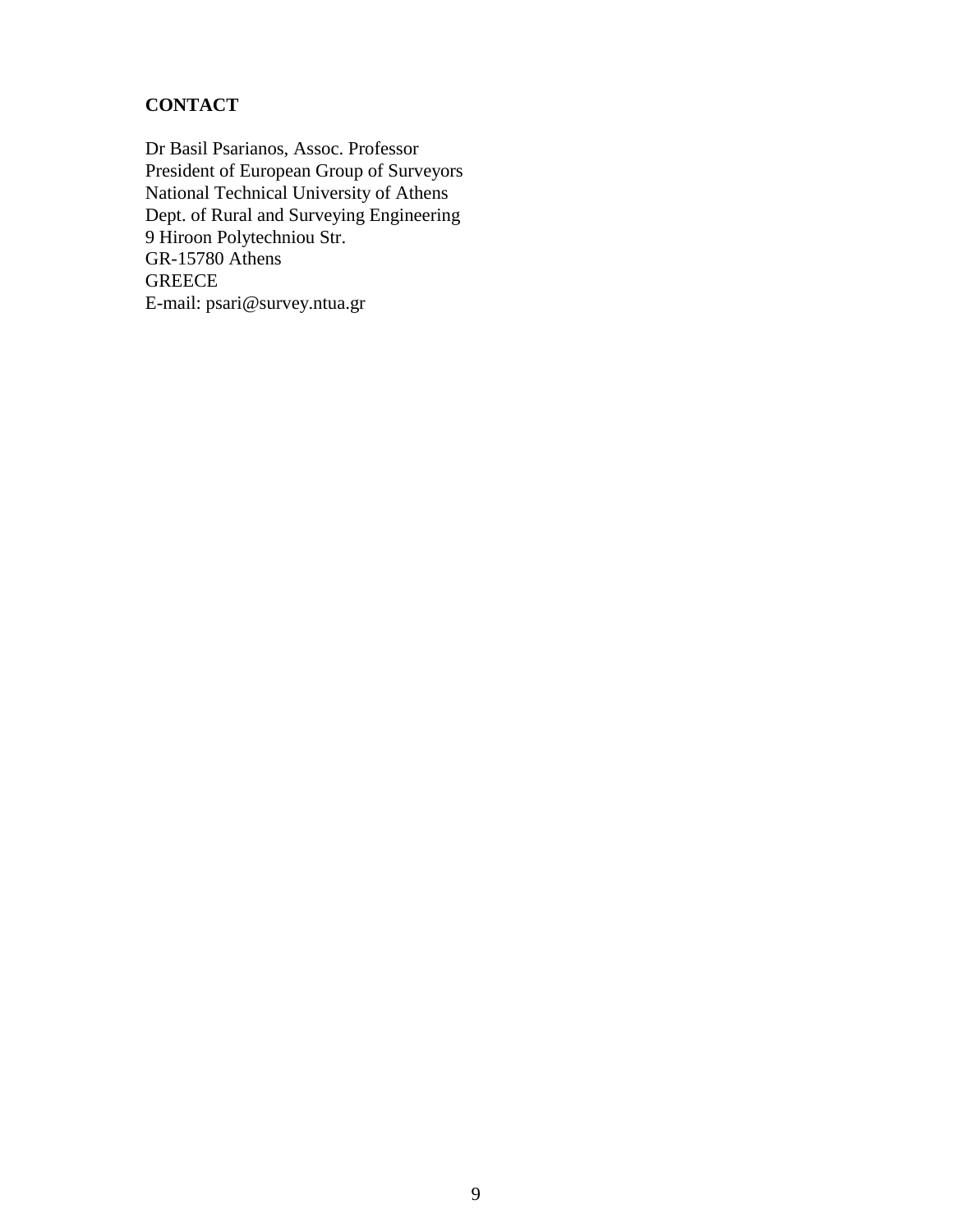## CONTACT

Dr Basil Psarianos, Assoc. Professor
President of European Group of Surveyors
National Technical University of Athens
Dept. of Rural and Surveying Engineering
9 Hiroon Polytechniou Str.
GR-15780 Athens
GREECE
E-mail: psari@survey.ntua.gr